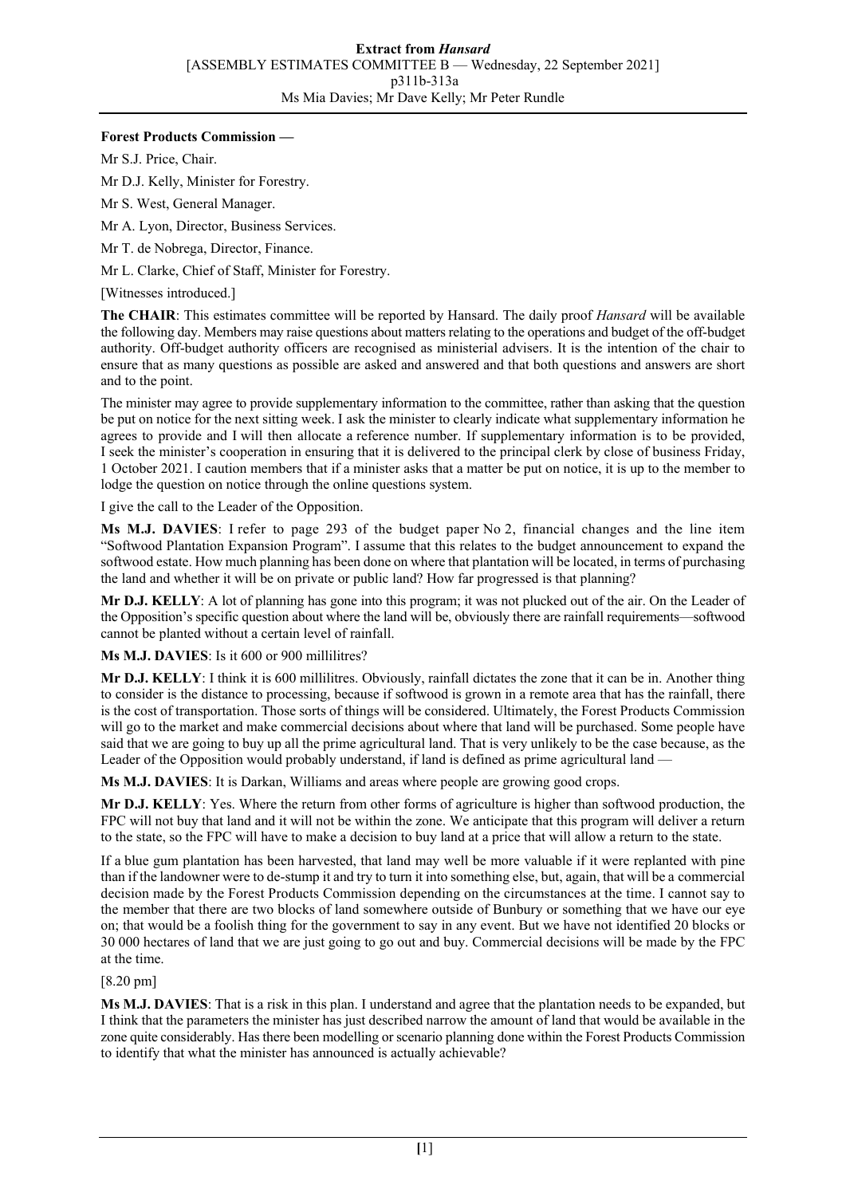**Forest Products Commission —**

Mr S.J. Price, Chair.

Mr D.J. Kelly, Minister for Forestry.

Mr S. West, General Manager.

Mr A. Lyon, Director, Business Services.

Mr T. de Nobrega, Director, Finance.

Mr L. Clarke, Chief of Staff, Minister for Forestry.

[Witnesses introduced.]

**The CHAIR**: This estimates committee will be reported by Hansard. The daily proof *Hansard* will be available the following day. Members may raise questions about matters relating to the operations and budget of the off-budget authority. Off-budget authority officers are recognised as ministerial advisers. It is the intention of the chair to ensure that as many questions as possible are asked and answered and that both questions and answers are short and to the point.

The minister may agree to provide supplementary information to the committee, rather than asking that the question be put on notice for the next sitting week. I ask the minister to clearly indicate what supplementary information he agrees to provide and I will then allocate a reference number. If supplementary information is to be provided, I seek the minister's cooperation in ensuring that it is delivered to the principal clerk by close of business Friday, 1 October 2021. I caution members that if a minister asks that a matter be put on notice, it is up to the member to lodge the question on notice through the online questions system.

I give the call to the Leader of the Opposition.

**Ms M.J. DAVIES**: I refer to page 293 of the budget paper No 2, financial changes and the line item "Softwood Plantation Expansion Program". I assume that this relates to the budget announcement to expand the softwood estate. How much planning has been done on where that plantation will be located, in terms of purchasing the land and whether it will be on private or public land? How far progressed is that planning?

**Mr D.J. KELLY**: A lot of planning has gone into this program; it was not plucked out of the air. On the Leader of the Opposition's specific question about where the land will be, obviously there are rainfall requirements—softwood cannot be planted without a certain level of rainfall.

**Ms M.J. DAVIES**: Is it 600 or 900 millilitres?

**Mr D.J. KELLY**: I think it is 600 millilitres. Obviously, rainfall dictates the zone that it can be in. Another thing to consider is the distance to processing, because if softwood is grown in a remote area that has the rainfall, there is the cost of transportation. Those sorts of things will be considered. Ultimately, the Forest Products Commission will go to the market and make commercial decisions about where that land will be purchased. Some people have said that we are going to buy up all the prime agricultural land. That is very unlikely to be the case because, as the Leader of the Opposition would probably understand, if land is defined as prime agricultural land —

**Ms M.J. DAVIES**: It is Darkan, Williams and areas where people are growing good crops.

**Mr D.J. KELLY**: Yes. Where the return from other forms of agriculture is higher than softwood production, the FPC will not buy that land and it will not be within the zone. We anticipate that this program will deliver a return to the state, so the FPC will have to make a decision to buy land at a price that will allow a return to the state.

If a blue gum plantation has been harvested, that land may well be more valuable if it were replanted with pine than if the landowner were to de-stump it and try to turn it into something else, but, again, that will be a commercial decision made by the Forest Products Commission depending on the circumstances at the time. I cannot say to the member that there are two blocks of land somewhere outside of Bunbury or something that we have our eye on; that would be a foolish thing for the government to say in any event. But we have not identified 20 blocks or 30 000 hectares of land that we are just going to go out and buy. Commercial decisions will be made by the FPC at the time.

[8.20 pm]

**Ms M.J. DAVIES**: That is a risk in this plan. I understand and agree that the plantation needs to be expanded, but I think that the parameters the minister has just described narrow the amount of land that would be available in the zone quite considerably. Has there been modelling or scenario planning done within the Forest Products Commission to identify that what the minister has announced is actually achievable?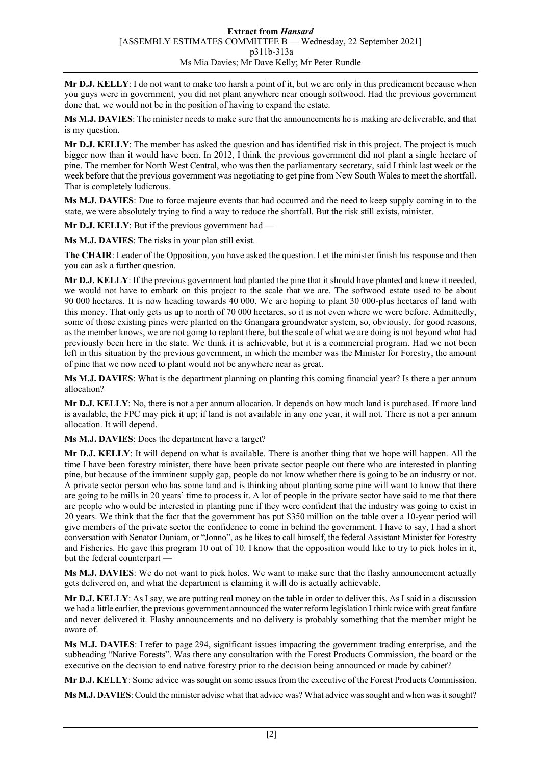**Mr D.J. KELLY**: I do not want to make too harsh a point of it, but we are only in this predicament because when you guys were in government, you did not plant anywhere near enough softwood. Had the previous government done that, we would not be in the position of having to expand the estate.

**Ms M.J. DAVIES**: The minister needs to make sure that the announcements he is making are deliverable, and that is my question.

**Mr D.J. KELLY**: The member has asked the question and has identified risk in this project. The project is much bigger now than it would have been. In 2012, I think the previous government did not plant a single hectare of pine. The member for North West Central, who was then the parliamentary secretary, said I think last week or the week before that the previous government was negotiating to get pine from New South Wales to meet the shortfall. That is completely ludicrous.

**Ms M.J. DAVIES**: Due to force majeure events that had occurred and the need to keep supply coming in to the state, we were absolutely trying to find a way to reduce the shortfall. But the risk still exists, minister.

**Mr D.J. KELLY**: But if the previous government had —

**Ms M.J. DAVIES**: The risks in your plan still exist.

**The CHAIR**: Leader of the Opposition, you have asked the question. Let the minister finish his response and then you can ask a further question.

**Mr D.J. KELLY**: If the previous government had planted the pine that it should have planted and knew it needed, we would not have to embark on this project to the scale that we are. The softwood estate used to be about 90 000 hectares. It is now heading towards 40 000. We are hoping to plant 30 000-plus hectares of land with this money. That only gets us up to north of 70 000 hectares, so it is not even where we were before. Admittedly, some of those existing pines were planted on the Gnangara groundwater system, so, obviously, for good reasons, as the member knows, we are not going to replant there, but the scale of what we are doing is not beyond what had previously been here in the state. We think it is achievable, but it is a commercial program. Had we not been left in this situation by the previous government, in which the member was the Minister for Forestry, the amount of pine that we now need to plant would not be anywhere near as great.

**Ms M.J. DAVIES**: What is the department planning on planting this coming financial year? Is there a per annum allocation?

**Mr D.J. KELLY**: No, there is not a per annum allocation. It depends on how much land is purchased. If more land is available, the FPC may pick it up; if land is not available in any one year, it will not. There is not a per annum allocation. It will depend.

**Ms M.J. DAVIES**: Does the department have a target?

**Mr D.J. KELLY**: It will depend on what is available. There is another thing that we hope will happen. All the time I have been forestry minister, there have been private sector people out there who are interested in planting pine, but because of the imminent supply gap, people do not know whether there is going to be an industry or not. A private sector person who has some land and is thinking about planting some pine will want to know that there are going to be mills in 20 years' time to process it. A lot of people in the private sector have said to me that there are people who would be interested in planting pine if they were confident that the industry was going to exist in 20 years. We think that the fact that the government has put $350 million on the table over a 10-year period will give members of the private sector the confidence to come in behind the government. I have to say, I had a short conversation with Senator Duniam, or "Jonno", as he likes to call himself, the federal Assistant Minister for Forestry and Fisheries. He gave this program 10 out of 10. I know that the opposition would like to try to pick holes in it, but the federal counterpart —

**Ms M.J. DAVIES**: We do not want to pick holes. We want to make sure that the flashy announcement actually gets delivered on, and what the department is claiming it will do is actually achievable.

**Mr D.J. KELLY**: As I say, we are putting real money on the table in order to deliver this. As I said in a discussion we had a little earlier, the previous government announced the water reform legislation I think twice with great fanfare and never delivered it. Flashy announcements and no delivery is probably something that the member might be aware of.

**Ms M.J. DAVIES**: I refer to page 294, significant issues impacting the government trading enterprise, and the subheading "Native Forests". Was there any consultation with the Forest Products Commission, the board or the executive on the decision to end native forestry prior to the decision being announced or made by cabinet?

**Mr D.J. KELLY**: Some advice was sought on some issues from the executive of the Forest Products Commission.

**Ms M.J. DAVIES**: Could the minister advise what that advice was? What advice was sought and when was it sought?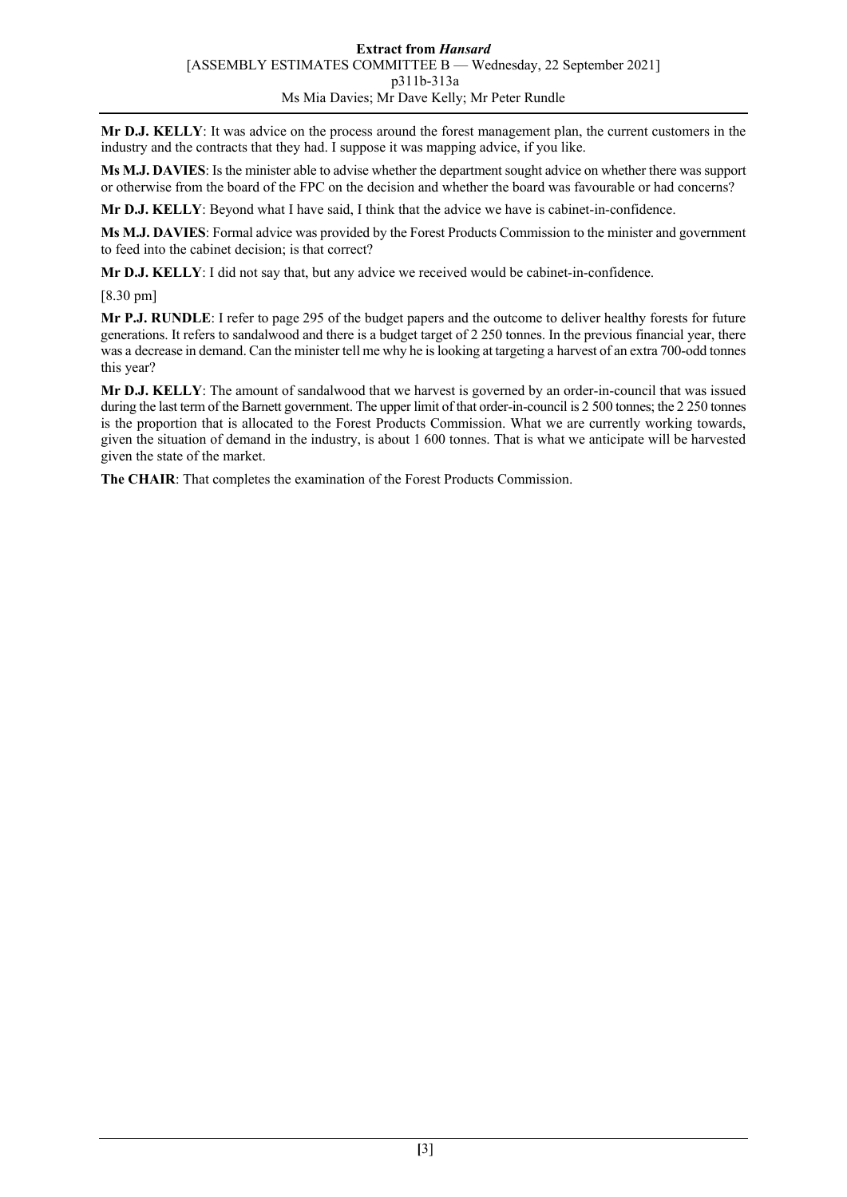**Mr D.J. KELLY**: It was advice on the process around the forest management plan, the current customers in the industry and the contracts that they had. I suppose it was mapping advice, if you like.

**Ms M.J. DAVIES**: Is the minister able to advise whether the department sought advice on whether there was support or otherwise from the board of the FPC on the decision and whether the board was favourable or had concerns?

**Mr D.J. KELLY**: Beyond what I have said, I think that the advice we have is cabinet-in-confidence.

**Ms M.J. DAVIES**: Formal advice was provided by the Forest Products Commission to the minister and government to feed into the cabinet decision; is that correct?

**Mr D.J. KELLY**: I did not say that, but any advice we received would be cabinet-in-confidence.

[8.30 pm]

**Mr P.J. RUNDLE**: I refer to page 295 of the budget papers and the outcome to deliver healthy forests for future generations. It refers to sandalwood and there is a budget target of 2 250 tonnes. In the previous financial year, there was a decrease in demand. Can the minister tell me why he is looking at targeting a harvest of an extra 700-odd tonnes this year?

**Mr D.J. KELLY**: The amount of sandalwood that we harvest is governed by an order-in-council that was issued during the last term of the Barnett government. The upper limit of that order-in-council is 2 500 tonnes; the 2 250 tonnes is the proportion that is allocated to the Forest Products Commission. What we are currently working towards, given the situation of demand in the industry, is about 1 600 tonnes. That is what we anticipate will be harvested given the state of the market.

**The CHAIR**: That completes the examination of the Forest Products Commission.